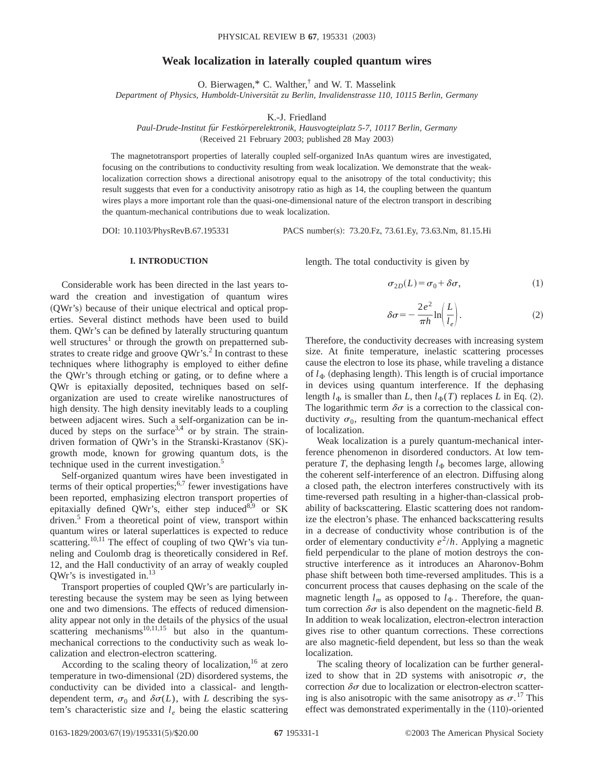# Weak localization in laterally coupled quantum wires

O. Bierwagen,* C. Walther,† and W. T. Masselink

*Department of Physics, Humboldt-Universität zu Berlin, Invalidenstrasse 110, 10115 Berlin, Germany*

K.-J. Friedland

*Paul-Drude-Institut für Festkörperelektronik, Hausvogteiplatz 5-7, 10117 Berlin, Germany*

(Received 21 February 2003; published 28 May 2003)

The magnetotransport properties of laterally coupled self-organized InAs quantum wires are investigated, focusing on the contributions to conductivity resulting from weak localization. We demonstrate that the weak-localization correction shows a directional anisotropy equal to the anisotropy of the total conductivity; this result suggests that even for a conductivity anisotropy ratio as high as 14, the coupling between the quantum wires plays a more important role than the quasi-one-dimensional nature of the electron transport in describing the quantum-mechanical contributions due to weak localization.

DOI: 10.1103/PhysRevB.67.195331 PACS number(s): 73.20.Fz, 73.61.Ey, 73.63.Nm, 81.15.Hi

## I. INTRODUCTION

Considerable work has been directed in the last years toward the creation and investigation of quantum wires (QWr's) because of their unique electrical and optical properties. Several distinct methods have been used to build them. QWr's can be defined by laterally structuring quantum well structures[1] or through the growth on prepatterned substrates to create ridge and groove QWr's.[2] In contrast to these techniques where lithography is employed to either define the QWr's through etching or gating, or to define where a QWr is epitaxially deposited, techniques based on self-organization are used to create wirelike nanostructures of high density. The high density inevitably leads to a coupling between adjacent wires. Such a self-organization can be induced by steps on the surface[3,4] or by strain. The strain-driven formation of QWr's in the Stranski-Krastanov (SK)-growth mode, known for growing quantum dots, is the technique used in the current investigation.[5]

Self-organized quantum wires have been investigated in terms of their optical properties;[6,7] fewer investigations have been reported, emphasizing electron transport properties of epitaxially defined QWr's, either step induced[8,9] or SK driven.[5] From a theoretical point of view, transport within quantum wires or lateral superlattices is expected to reduce scattering.[10,11] The effect of coupling of two QWr's via tunneling and Coulomb drag is theoretically considered in Ref. 12, and the Hall conductivity of an array of weakly coupled QWr's is investigated in.[13]

Transport properties of coupled QWr's are particularly interesting because the system may be seen as lying between one and two dimensions. The effects of reduced dimensionality appear not only in the details of the physics of the usual scattering mechanisms[10,11,15] but also in the quantum-mechanical corrections to the conductivity such as weak localization and electron-electron scattering.

According to the scaling theory of localization,[16] at zero temperature in two-dimensional (2D) disordered systems, the conductivity can be divided into a classical- and length-dependent term, $\sigma_0$ and $\delta\sigma(L)$, with $L$ describing the system's characteristic size and $l_e$ being the elastic scattering length. The total conductivity is given by

$$\sigma_{2D}(L) = \sigma_0 + \delta\sigma, \tag{1}$$

$$\delta\sigma = -\frac{2e^2}{\pi h}\ln\left(\frac{L}{l_e}\right). \tag{2}$$

Therefore, the conductivity decreases with increasing system size. At finite temperature, inelastic scattering processes cause the electron to lose its phase, while traveling a distance of $l_\Phi$ (dephasing length). This length is of crucial importance in devices using quantum interference. If the dephasing length $l_\Phi$ is smaller than $L$, then $l_\Phi(T)$ replaces $L$ in Eq. (2). The logarithmic term $\delta\sigma$ is a correction to the classical conductivity $\sigma_0$, resulting from the quantum-mechanical effect of localization.

Weak localization is a purely quantum-mechanical interference phenomenon in disordered conductors. At low temperature $T$, the dephasing length $l_\Phi$ becomes large, allowing the coherent self-interference of an electron. Diffusing along a closed path, the electron interferes constructively with its time-reversed path resulting in a higher-than-classical probability of backscattering. Elastic scattering does not randomize the electron's phase. The enhanced backscattering results in a decrease of conductivity whose contribution is of the order of elementary conductivity $e^2/h$. Applying a magnetic field perpendicular to the plane of motion destroys the constructive interference as it introduces an Aharonov-Bohm phase shift between both time-reversed amplitudes. This is a concurrent process that causes dephasing on the scale of the magnetic length $l_m$ as opposed to $l_\Phi$. Therefore, the quantum correction $\delta\sigma$ is also dependent on the magnetic-field $B$. In addition to weak localization, electron-electron interaction gives rise to other quantum corrections. These corrections are also magnetic-field dependent, but less so than the weak localization.

The scaling theory of localization can be further generalized to show that in 2D systems with anisotropic $\sigma$, the correction $\delta\sigma$ due to localization or electron-electron scattering is also anisotropic with the same anisotropy as $\sigma$.[17] This effect was demonstrated experimentally in the (110)-oriented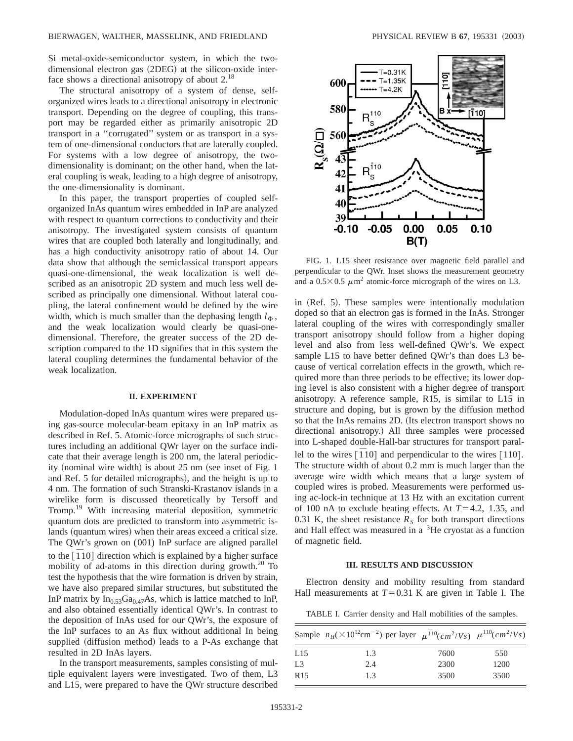Si metal-oxide-semiconductor system, in which the two-dimensional electron gas (2DEG) at the silicon-oxide interface shows a directional anisotropy of about 2.[18]

The structural anisotropy of a system of dense, self-organized wires leads to a directional anisotropy in electronic transport. Depending on the degree of coupling, this transport may be regarded either as primarily anisotropic 2D transport in a ''corrugated'' system or as transport in a system of one-dimensional conductors that are laterally coupled. For systems with a low degree of anisotropy, the two-dimensionality is dominant; on the other hand, when the lateral coupling is weak, leading to a high degree of anisotropy, the one-dimensionality is dominant.

In this paper, the transport properties of coupled self-organized InAs quantum wires embedded in InP are analyzed with respect to quantum corrections to conductivity and their anisotropy. The investigated system consists of quantum wires that are coupled both laterally and longitudinally, and has a high conductivity anisotropy ratio of about 14. Our data show that although the semiclassical transport appears quasi-one-dimensional, the weak localization is well described as an anisotropic 2D system and much less well described as principally one dimensional. Without lateral coupling, the lateral confinement would be defined by the wire width, which is much smaller than the dephasing length $l_\Phi$, and the weak localization would clearly be quasi-one-dimensional. Therefore, the greater success of the 2D description compared to the 1D signifies that in this system the lateral coupling determines the fundamental behavior of the weak localization.

## II. EXPERIMENT

Modulation-doped InAs quantum wires were prepared using gas-source molecular-beam epitaxy in an InP matrix as described in Ref. 5. Atomic-force micrographs of such structures including an additional QWr layer on the surface indicate that their average length is 200 nm, the lateral periodicity (nominal wire width) is about 25 nm (see inset of Fig. 1 and Ref. 5 for detailed micrographs), and the height is up to 4 nm. The formation of such Stranski-Krastanov islands in a wirelike form is discussed theoretically by Tersoff and Tromp.[19] With increasing material deposition, symmetric quantum dots are predicted to transform into asymmetric islands (quantum wires) when their areas exceed a critical size. The QWr's grown on (001) InP surface are aligned parallel to the $[\bar{1}10]$ direction which is explained by a higher surface mobility of ad-atoms in this direction during growth.[20] To test the hypothesis that the wire formation is driven by strain, we have also prepared similar structures, but substituted the InP matrix by $In_{0.53}Ga_{0.47}As$, which is lattice matched to InP, and also obtained essentially identical QWr's. In contrast to the deposition of InAs used for our QWr's, the exposure of the InP surfaces to an As flux without additional In being supplied (diffusion method) leads to a P-As exchange that resulted in 2D InAs layers.

In the transport measurements, samples consisting of multiple equivalent layers were investigated. Two of them, L3 and L15, were prepared to have the QWr structure described in (Ref. 5). These samples were intentionally modulation doped so that an electron gas is formed in the InAs. Stronger lateral coupling of the wires with correspondingly smaller transport anisotropy should follow from a higher doping level and also from less well-defined QWr's. We expect sample L15 to have better defined QWr's than does L3 because of vertical correlation effects in the growth, which required more than three periods to be effective; its lower doping level is also consistent with a higher degree of transport anisotropy. A reference sample, R15, is similar to L15 in structure and doping, but is grown by the diffusion method so that the InAs remains 2D. (Its electron transport shows no directional anisotropy.) All three samples were processed into L-shaped double-Hall-bar structures for transport parallel to the wires $[\bar{1}10]$ and perpendicular to the wires $[110]$. The structure width of about 0.2 mm is much larger than the average wire width which means that a large system of coupled wires is probed. Measurements were performed using ac-lock-in technique at 13 Hz with an excitation current of 100 nA to exclude heating effects. At $T=4.2$, 1.35, and 0.31 K, the sheet resistance $R_S$ for both transport directions and Hall effect was measured in a $^3$He cryostat as a function of magnetic field.

FIG. 1. L15 sheet resistance over magnetic field parallel and perpendicular to the QWr. Inset shows the measurement geometry and a $0.5\times0.5$ $\mu$m$^2$ atomic-force micrograph of the wires on L3.

## III. RESULTS AND DISCUSSION

Electron density and mobility resulting from standard Hall measurements at $T=0.31$ K are given in Table I. The

TABLE I. Carrier density and Hall mobilities of the samples.

| Sample | $n_H(\times10^{12}\text{cm}^{-2})$ per layer | $\mu^{\bar{1}10}(cm^2/Vs)$ | $\mu^{110}(cm^2/Vs)$ |
|---|---|---|---|
| L15 | 1.3 | 7600 | 550 |
| L3 | 2.4 | 2300 | 1200 |
| R15 | 1.3 | 3500 | 3500 |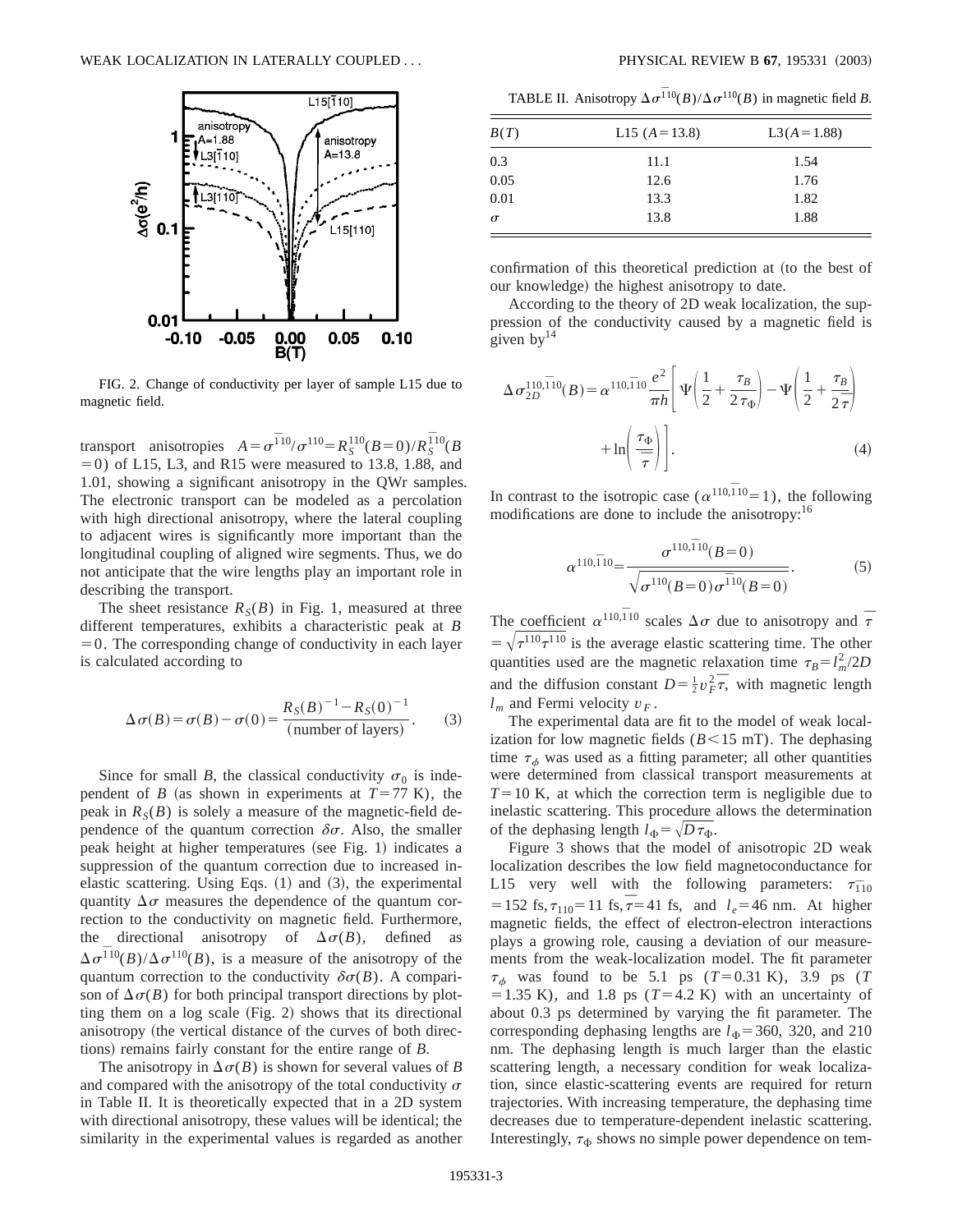FIG. 2. Change of conductivity per layer of sample L15 due to magnetic field.

transport anisotropies $A=\sigma^{\bar{1}10}/\sigma^{110}=R_S^{110}(B=0)/R_S^{\bar{1}10}(B=0)$ of L15, L3, and R15 were measured to 13.8, 1.88, and 1.01, showing a significant anisotropy in the QWr samples. The electronic transport can be modeled as a percolation with high directional anisotropy, where the lateral coupling to adjacent wires is significantly more important than the longitudinal coupling of aligned wire segments. Thus, we do not anticipate that the wire lengths play an important role in describing the transport.

The sheet resistance $R_S(B)$ in Fig. 1, measured at three different temperatures, exhibits a characteristic peak at $B=0$. The corresponding change of conductivity in each layer is calculated according to

$$\Delta\sigma(B)=\sigma(B)-\sigma(0)=\frac{R_S(B)^{-1}-R_S(0)^{-1}}{(\text{number of layers})}. \tag{3}$$

Since for small $B$, the classical conductivity $\sigma_0$ is independent of $B$ (as shown in experiments at $T=77$ K), the peak in $R_S(B)$ is solely a measure of the magnetic-field dependence of the quantum correction $\delta\sigma$. Also, the smaller peak height at higher temperatures (see Fig. 1) indicates a suppression of the quantum correction due to increased inelastic scattering. Using Eqs. (1) and (3), the experimental quantity $\Delta\sigma$ measures the dependence of the quantum correction to the conductivity on magnetic field. Furthermore, the directional anisotropy of $\Delta\sigma(B)$, defined as $\Delta\sigma^{\bar{1}10}(B)/\Delta\sigma^{110}(B)$, is a measure of the anisotropy of the quantum correction to the conductivity $\delta\sigma(B)$. A comparison of $\Delta\sigma(B)$ for both principal transport directions by plotting them on a log scale (Fig. 2) shows that its directional anisotropy (the vertical distance of the curves of both directions) remains fairly constant for the entire range of $B$.

The anisotropy in $\Delta\sigma(B)$ is shown for several values of $B$ and compared with the anisotropy of the total conductivity $\sigma$ in Table II. It is theoretically expected that in a 2D system with directional anisotropy, these values will be identical; the similarity in the experimental values is regarded as another confirmation of this theoretical prediction at (to the best of our knowledge) the highest anisotropy to date.

TABLE II. Anisotropy $\Delta\sigma^{\bar{1}10}(B)/\Delta\sigma^{110}(B)$ in magnetic field $B$.

| $B$(T) | L15 ($A=13.8$) | L3($A=1.88$) |
|---|---|---|
| 0.3 | 11.1 | 1.54 |
| 0.05 | 12.6 | 1.76 |
| 0.01 | 13.3 | 1.82 |
| $\sigma$ | 13.8 | 1.88 |

According to the theory of 2D weak localization, the suppression of the conductivity caused by a magnetic field is given by[14]

$$\Delta\sigma_{2D}^{110,\bar{1}10}(B)=\alpha^{110,\bar{1}10}\frac{e^2}{\pi h}\left[\Psi\left(\frac{1}{2}+\frac{\tau_B}{2\tau_\Phi}\right)-\Psi\left(\frac{1}{2}+\frac{\tau_B}{2\bar{\tau}}\right)+\ln\left(\frac{\tau_\Phi}{\bar{\tau}}\right)\right]. \tag{4}$$

In contrast to the isotropic case ($\alpha^{110,\bar{1}10}=1$), the following modifications are done to include the anisotropy:[16]

$$\alpha^{110,\bar{1}10}=\frac{\sigma^{110,\bar{1}10}(B=0)}{\sqrt{\sigma^{110}(B=0)\sigma^{\bar{1}10}(B=0)}}. \tag{5}$$

The coefficient $\alpha^{110,\bar{1}10}$ scales $\Delta\sigma$ due to anisotropy and $\bar{\tau}=\sqrt{\tau^{110}\tau^{\bar{1}10}}$ is the average elastic scattering time. The other quantities used are the magnetic relaxation time $\tau_B=l_m^2/2D$ and the diffusion constant $D=\frac{1}{2}v_F^2\bar{\tau}$, with magnetic length $l_m$ and Fermi velocity $v_F$.

The experimental data are fit to the model of weak localization for low magnetic fields ($B<15$ mT). The dephasing time $\tau_\phi$ was used as a fitting parameter; all other quantities were determined from classical transport measurements at $T=10$ K, at which the correction term is negligible due to inelastic scattering. This procedure allows the determination of the dephasing length $l_\Phi=\sqrt{D\tau_\Phi}$.

Figure 3 shows that the model of anisotropic 2D weak localization describes the low field magnetoconductance for L15 very well with the following parameters: $\tau_{\bar{1}10}=152$ fs, $\tau_{110}=11$ fs, $\bar{\tau}=41$ fs, and $l_e=46$ nm. At higher magnetic fields, the effect of electron-electron interactions plays a growing role, causing a deviation of our measurements from the weak-localization model. The fit parameter $\tau_\phi$ was found to be 5.1 ps ($T=0.31$ K), 3.9 ps ($T=1.35$ K), and 1.8 ps ($T=4.2$ K) with an uncertainty of about 0.3 ps determined by varying the fit parameter. The corresponding dephasing lengths are $l_\Phi=360$, 320, and 210 nm. The dephasing length is much larger than the elastic scattering length, a necessary condition for weak localization, since elastic-scattering events are required for return trajectories. With increasing temperature, the dephasing time decreases due to temperature-dependent inelastic scattering. Interestingly, $\tau_\Phi$ shows no simple power dependence on tem-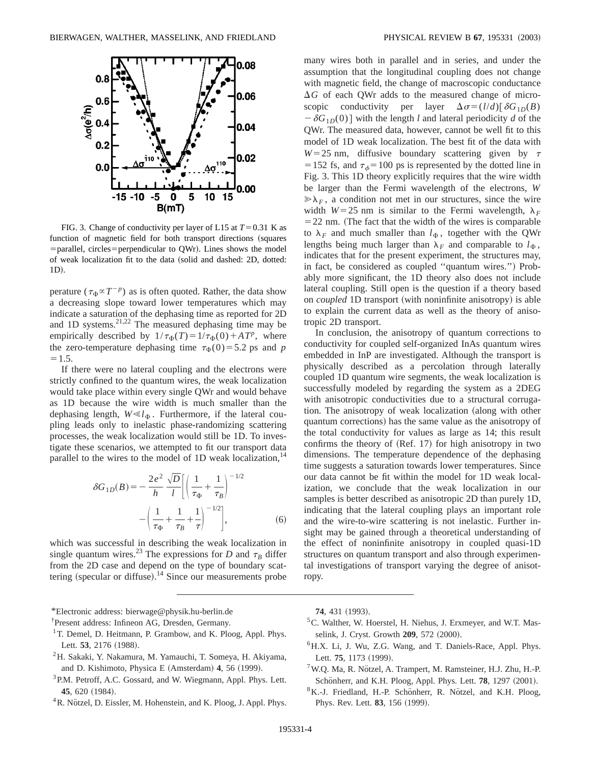FIG. 3. Change of conductivity per layer of L15 at $T=0.31$ K as function of magnetic field for both transport directions (squares =parallel, circles=perpendicular to QWr). Lines shows the model of weak localization fit to the data (solid and dashed: 2D, dotted: 1D).

perature ($\tau_\Phi \propto T^{-p}$) as is often quoted. Rather, the data show a decreasing slope toward lower temperatures which may indicate a saturation of the dephasing time as reported for 2D and 1D systems.[21,22] The measured dephasing time may be empirically described by $1/\tau_\Phi(T)=1/\tau_\Phi(0)+AT^p$, where the zero-temperature dephasing time $\tau_\Phi(0)=5.2$ ps and $p=1.5$.

If there were no lateral coupling and the electrons were strictly confined to the quantum wires, the weak localization would take place within every single QWr and would behave as 1D because the wire width is much smaller than the dephasing length, $W \ll l_\Phi$. Furthermore, if the lateral coupling leads only to inelastic phase-randomizing scattering processes, the weak localization would still be 1D. To investigate these scenarios, we attempted to fit our transport data parallel to the wires to the model of 1D weak localization,[14]

$$\delta G_{1D}(B) = -\frac{2e^2}{h}\frac{\sqrt{D}}{l}\left[\left(\frac{1}{\tau_\Phi}+\frac{1}{\tau_B}\right)^{-1/2} - \left(\frac{1}{\tau_\Phi}+\frac{1}{\tau_B}+\frac{1}{\tau}\right)^{-1/2}\right], \tag{6}$$

which was successful in describing the weak localization in single quantum wires.[23] The expressions for $D$ and $\tau_B$ differ from the 2D case and depend on the type of boundary scattering (specular or diffuse).[14] Since our measurements probe many wires both in parallel and in series, and under the assumption that the longitudinal coupling does not change with magnetic field, the change of macroscopic conductance $\Delta G$ of each QWr adds to the measured change of microscopic conductivity per layer $\Delta\sigma=(l/d)[\delta G_{1D}(B) - \delta G_{1D}(0)]$ with the length $l$ and lateral periodicity $d$ of the QWr. The measured data, however, cannot be well fit to this model of 1D weak localization. The best fit of the data with $W=25$ nm, diffusive boundary scattering given by $\tau = 152$ fs, and $\tau_\phi=100$ ps is represented by the dotted line in Fig. 3. This 1D theory explicitly requires that the wire width be larger than the Fermi wavelength of the electrons, $W \gg \lambda_F$, a condition not met in our structures, since the wire width $W=25$ nm is similar to the Fermi wavelength, $\lambda_F = 22$ nm. (The fact that the width of the wires is comparable to $\lambda_F$ and much smaller than $l_\Phi$, together with the QWr lengths being much larger than $\lambda_F$ and comparable to $l_\Phi$, indicates that for the present experiment, the structures may, in fact, be considered as coupled "quantum wires.") Probably more significant, the 1D theory also does not include lateral coupling. Still open is the question if a theory based on *coupled* 1D transport (with noninfinite anisotropy) is able to explain the current data as well as the theory of anisotropic 2D transport.

In conclusion, the anisotropy of quantum corrections to conductivity for coupled self-organized InAs quantum wires embedded in InP are investigated. Although the transport is physically described as a percolation through laterally coupled 1D quantum wire segments, the weak localization is successfully modeled by regarding the system as a 2DEG with anisotropic conductivities due to a structural corrugation. The anisotropy of weak localization (along with other quantum corrections) has the same value as the anisotropy of the total conductivity for values as large as 14; this result confirms the theory of (Ref. 17) for high anisotropy in two dimensions. The temperature dependence of the dephasing time suggests a saturation towards lower temperatures. Since our data cannot be fit within the model for 1D weak localization, we conclude that the weak localization in our samples is better described as anisotropic 2D than purely 1D, indicating that the lateral coupling plays an important role and the wire-to-wire scattering is not inelastic. Further insight may be gained through a theoretical understanding of the effect of noninfinite anisotropy in coupled quasi-1D structures on quantum transport and also through experimental investigations of transport varying the degree of anisotropy.

---

*Electronic address: bierwage@physik.hu-berlin.de

†Present address: Infineon AG, Dresden, Germany.

[1] T. Demel, D. Heitmann, P. Grambow, and K. Ploog, Appl. Phys. Lett. **53**, 2176 (1988).

[2] H. Sakaki, Y. Nakamura, M. Yamauchi, T. Someya, H. Akiyama, and D. Kishimoto, Physica E (Amsterdam) **4**, 56 (1999).

[3] P.M. Petroff, A.C. Gossard, and W. Wiegmann, Appl. Phys. Lett. **45**, 620 (1984).

[4] R. Nötzel, D. Eissler, M. Hohenstein, and K. Ploog, J. Appl. Phys. **74**, 431 (1993).

[5] C. Walther, W. Hoerstel, H. Niehus, J. Erxmeyer, and W.T. Masselink, J. Cryst. Growth **209**, 572 (2000).

[6] H.X. Li, J. Wu, Z.G. Wang, and T. Daniels-Race, Appl. Phys. Lett. **75**, 1173 (1999).

[7] W.Q. Ma, R. Nötzel, A. Trampert, M. Ramsteiner, H.J. Zhu, H.-P. Schönherr, and K.H. Ploog, Appl. Phys. Lett. **78**, 1297 (2001).

[8] K.-J. Friedland, H.-P. Schönherr, R. Nötzel, and K.H. Ploog, Phys. Rev. Lett. **83**, 156 (1999).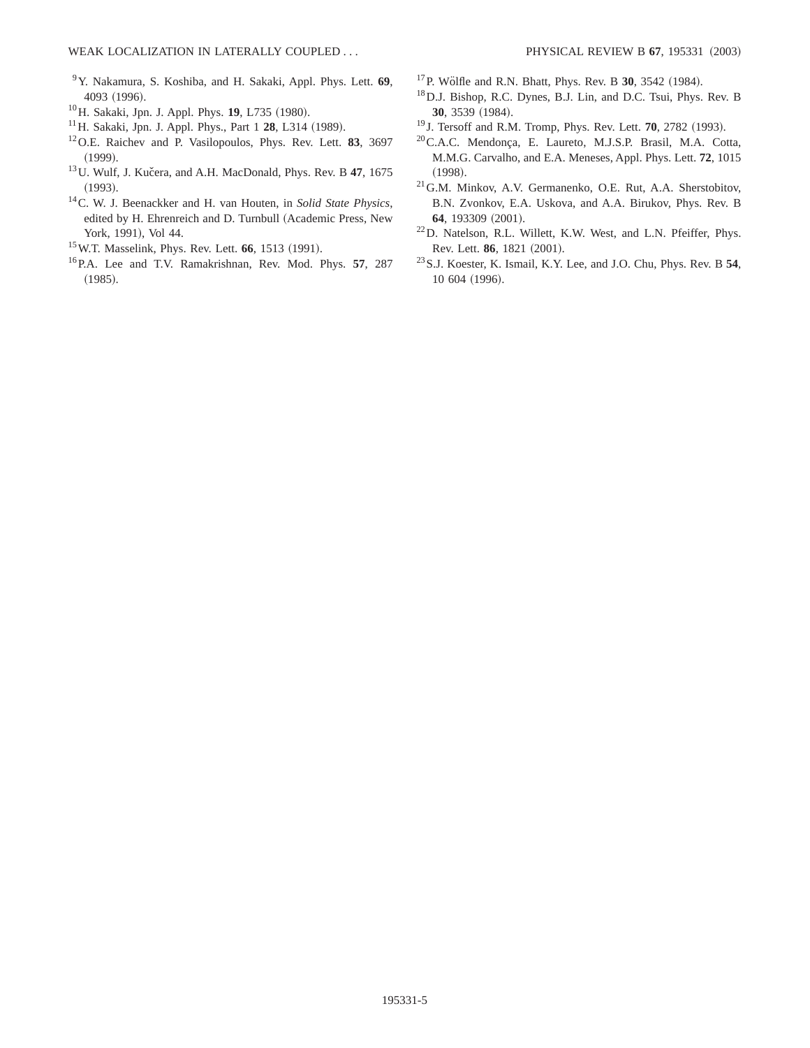[9] Y. Nakamura, S. Koshiba, and H. Sakaki, Appl. Phys. Lett. **69**, 4093 (1996).

[10] H. Sakaki, Jpn. J. Appl. Phys. **19**, L735 (1980).

[11] H. Sakaki, Jpn. J. Appl. Phys., Part 1 **28**, L314 (1989).

[12] O.E. Raichev and P. Vasilopoulos, Phys. Rev. Lett. **83**, 3697 (1999).

[13] U. Wulf, J. Kučera, and A.H. MacDonald, Phys. Rev. B **47**, 1675 (1993).

[14] C. W. J. Beenackker and H. van Houten, in *Solid State Physics*, edited by H. Ehrenreich and D. Turnbull (Academic Press, New York, 1991), Vol 44.

[15] W.T. Masselink, Phys. Rev. Lett. **66**, 1513 (1991).

[16] P.A. Lee and T.V. Ramakrishnan, Rev. Mod. Phys. **57**, 287 (1985).

[17] P. Wölfle and R.N. Bhatt, Phys. Rev. B **30**, 3542 (1984).

[18] D.J. Bishop, R.C. Dynes, B.J. Lin, and D.C. Tsui, Phys. Rev. B **30**, 3539 (1984).

[19] J. Tersoff and R.M. Tromp, Phys. Rev. Lett. **70**, 2782 (1993).

[20] C.A.C. Mendonça, E. Laureto, M.J.S.P. Brasil, M.A. Cotta, M.M.G. Carvalho, and E.A. Meneses, Appl. Phys. Lett. **72**, 1015 (1998).

[21] G.M. Minkov, A.V. Germanenko, O.E. Rut, A.A. Sherstobitov, B.N. Zvonkov, E.A. Uskova, and A.A. Birukov, Phys. Rev. B **64**, 193309 (2001).

[22] D. Natelson, R.L. Willett, K.W. West, and L.N. Pfeiffer, Phys. Rev. Lett. **86**, 1821 (2001).

[23] S.J. Koester, K. Ismail, K.Y. Lee, and J.O. Chu, Phys. Rev. B **54**, 10 604 (1996).